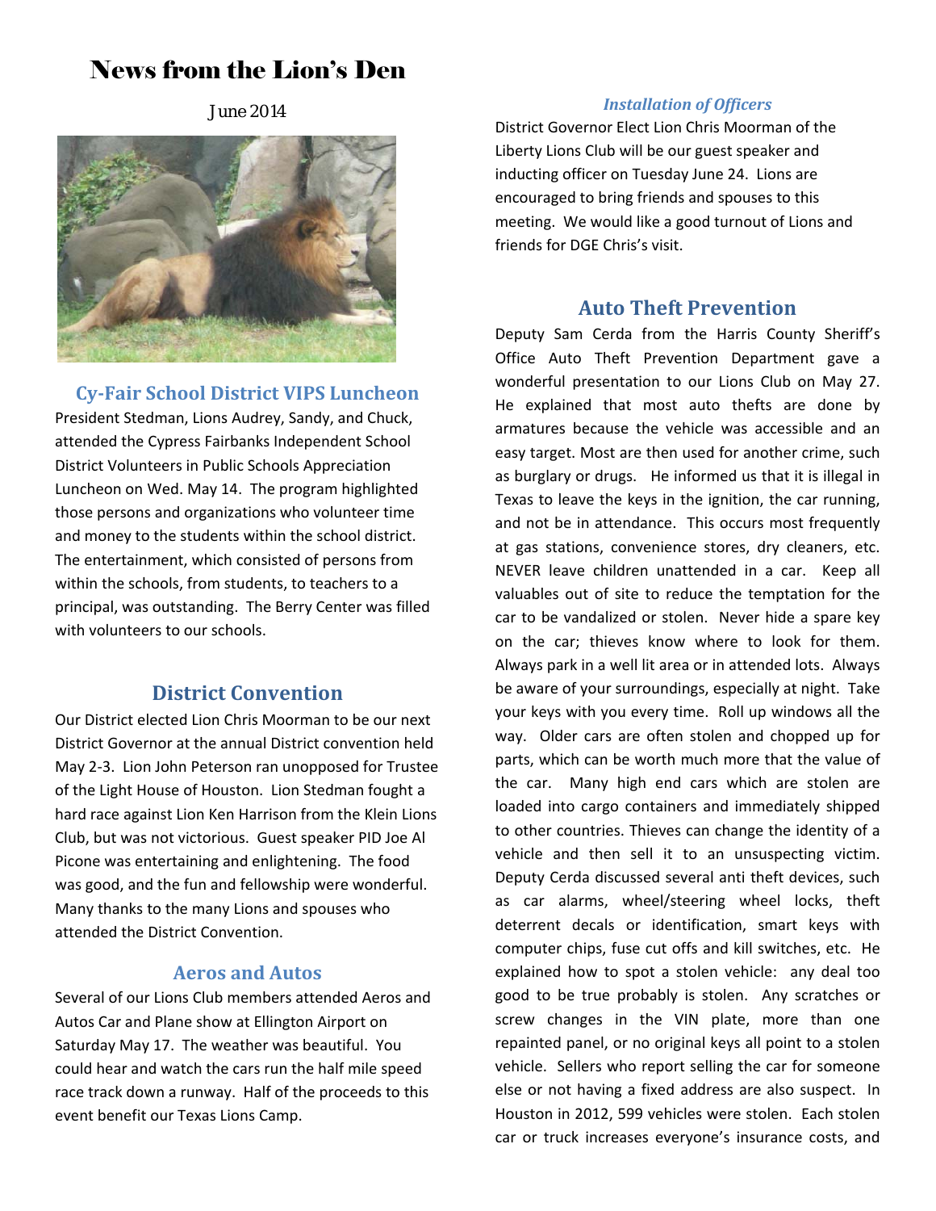# News from the Lion's Den

June 2014

## Cy-Fair School District VIPS Luncheon

President Stedman, Lions Audrey, Sandy, and Chuck, attended the Cypress Fairbanks Independent School District Volunteers in Public Schools Appreciation Luncheon on Wed. May 14. The program highlighted those persons and organizations who volunteer time and money to the students within the school district. The entertainment, which consisted of persons from within the schools, from students, to teachers to a principal, was outstanding. The Berry Center was filled with volunteers to our schools.

## District Convention

Our District elected Lion Chris Moorman to be our next District Governor at the annual District convention held May 2-3. Lion John Peterson ran unopposed for Trustee of the Light House of Houston. Lion Stedman fought a hard race against Lion Ken Harrison from the Klein Lions Club, but was not victorious. Guest speaker PID Joe Al Picone was entertaining and enlightening. The food was good, and the fun and fellowship were wonderful. Many thanks to the many Lions and spouses who attended the District Convention.

## Aeros and Autos

Several of our Lions Club members attended Aeros and Autos Car and Plane show at Ellington Airport on Saturday May 17. The weather was beautiful. You could hear and watch the cars run the half mile speed race track down a runway. Half of the proceeds to this event benefit our Texas Lions Camp.

### *Installation of Officers*

District Governor Elect Lion Chris Moorman of the Liberty Lions Club will be our guest speaker and inducting officer on Tuesday June 24. Lions are encouraged to bring friends and spouses to this meeting. We would like a good turnout of Lions and friends for DGE Chris's visit.

## Auto Theft Prevention

Deputy Sam Cerda from the Harris County Sheriff's Office Auto Theft Prevention Department gave a wonderful presentation to our Lions Club on May 27. He explained that most auto thefts are done by armatures because the vehicle was accessible and an easy target. Most are then used for another crime, such as burglary or drugs. He informed us that it is illegal in Texas to leave the keys in the ignition, the car running, and not be in attendance. This occurs most frequently at gas stations, convenience stores, dry cleaners, etc. NEVER leave children unattended in a car. Keep all valuables out of site to reduce the temptation for the car to be vandalized or stolen. Never hide a spare key on the car; thieves know where to look for them. Always park in a well lit area or in attended lots. Always be aware of your surroundings, especially at night. Take your keys with you every time. Roll up windows all the way. Older cars are often stolen and chopped up for parts, which can be worth much more that the value of the car. Many high end cars which are stolen are loaded into cargo containers and immediately shipped to other countries. Thieves can change the identity of a vehicle and then sell it to an unsuspecting victim. Deputy Cerda discussed several anti theft devices, such as car alarms, wheel/steering wheel locks, theft deterrent decals or identification, smart keys with computer chips, fuse cut offs and kill switches, etc. He explained how to spot a stolen vehicle: any deal too good to be true probably is stolen. Any scratches or screw changes in the VIN plate, more than one repainted panel, or no original keys all point to a stolen vehicle. Sellers who report selling the car for someone else or not having a fixed address are also suspect. In Houston in 2012, 599 vehicles were stolen. Each stolen car or truck increases everyone's insurance costs, and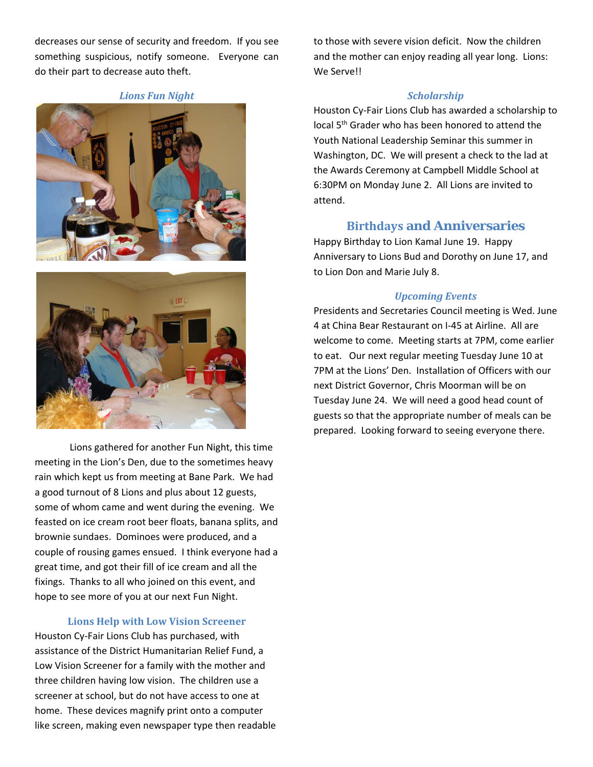decreases our sense of security and freedom. If you see something suspicious, notify someone. Everyone can do their part to decrease auto theft.

### *Lions Fun Night*

Lions gathered for another Fun Night, this time meeting in the Lion's Den, due to the sometimes heavy rain which kept us from meeting at Bane Park. We had a good turnout of 8 Lions and plus about 12 guests, some of whom came and went during the evening. We feasted on ice cream root beer floats, banana splits, and brownie sundaes. Dominoes were produced, and a couple of rousing games ensued. I think everyone had a great time, and got their fill of ice cream and all the fixings. Thanks to all who joined on this event, and hope to see more of you at our next Fun Night.

### Lions Help with Low Vision Screener

Houston Cy-Fair Lions Club has purchased, with assistance of the District Humanitarian Relief Fund, a Low Vision Screener for a family with the mother and three children having low vision. The children use a screener at school, but do not have access to one at home. These devices magnify print onto a computer like screen, making even newspaper type then readable to those with severe vision deficit. Now the children and the mother can enjoy reading all year long. Lions: We Serve!!

### *Scholarship*

Houston Cy-Fair Lions Club has awarded a scholarship to local 5th Grader who has been honored to attend the Youth National Leadership Seminar this summer in Washington, DC. We will present a check to the lad at the Awards Ceremony at Campbell Middle School at 6:30PM on Monday June 2. All Lions are invited to attend.

## Birthdays and Anniversaries

Happy Birthday to Lion Kamal June 19. Happy Anniversary to Lions Bud and Dorothy on June 17, and to Lion Don and Marie July 8.

### *Upcoming Events*

Presidents and Secretaries Council meeting is Wed. June 4 at China Bear Restaurant on I-45 at Airline. All are welcome to come. Meeting starts at 7PM, come earlier to eat. Our next regular meeting Tuesday June 10 at 7PM at the Lions' Den. Installation of Officers with our next District Governor, Chris Moorman will be on Tuesday June 24. We will need a good head count of guests so that the appropriate number of meals can be prepared. Looking forward to seeing everyone there.